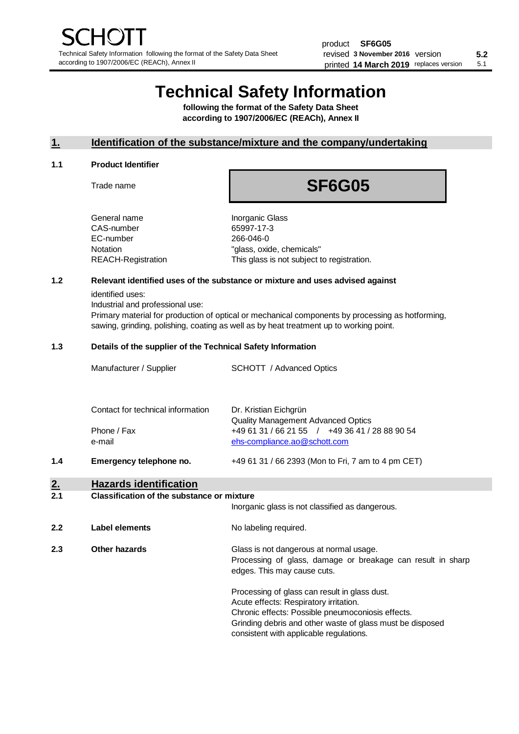# Technical Safety Information

**following the format of the Safety Data Sheet according to 1907/2006/EC (REACh), Annex II**

## 1. Identification of the substance/mixture and the company/undertaking

### 1.1 Product Identifier

| | |
|---|---|
| Trade name | **SF6G05** |
| General name | Inorganic Glass |
| CAS-number | 65997-17-3 |
| EC-number | 266-046-0 |
| Notation | "glass, oxide, chemicals" |
| REACH-Registration | This glass is not subject to registration. |

### 1.2 Relevant identified uses of the substance or mixture and uses advised against

identified uses:
Industrial and professional use:
Primary material for production of optical or mechanical components by processing as hotforming, sawing, grinding, polishing, coating as well as by heat treatment up to working point.

### 1.3 Details of the supplier of the Technical Safety Information

| | |
|---|---|
| Manufacturer / Supplier | SCHOTT / Advanced Optics |
| Contact for technical information | Dr. Kristian Eichgrün<br>Quality Management Advanced Optics |
| Phone / Fax | +49 61 31 / 66 21 55 / +49 36 41 / 28 88 90 54 |
| e-mail | ehs-compliance.ao@schott.com |

### 1.4 Emergency telephone no.

+49 61 31 / 66 2393 (Mon to Fri, 7 am to 4 pm CET)

## 2. Hazards identification

### 2.1 Classification of the substance or mixture

Inorganic glass is not classified as dangerous.

### 2.2 Label elements

No labeling required.

### 2.3 Other hazards

Glass is not dangerous at normal usage.
Processing of glass, damage or breakage can result in sharp edges. This may cause cuts.

Processing of glass can result in glass dust.
Acute effects: Respiratory irritation.
Chronic effects: Possible pneumoconiosis effects.
Grinding debris and other waste of glass must be disposed consistent with applicable regulations.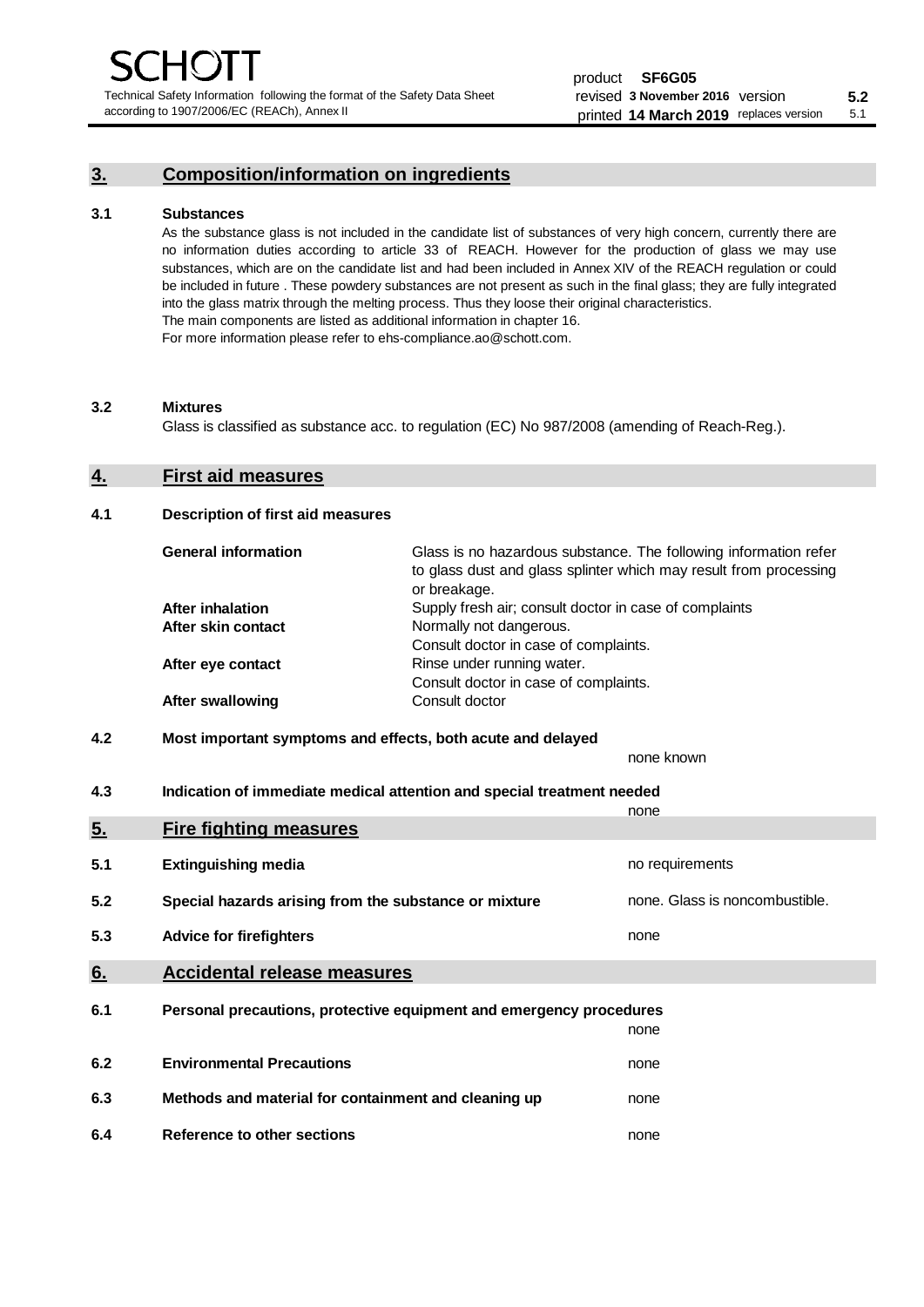## 3. Composition/information on ingredients

### 3.1 Substances

As the substance glass is not included in the candidate list of substances of very high concern, currently there are no information duties according to article 33 of REACH. However for the production of glass we may use substances, which are on the candidate list and had been included in Annex XIV of the REACH regulation or could be included in future . These powdery substances are not present as such in the final glass; they are fully integrated into the glass matrix through the melting process. Thus they loose their original characteristics.
The main components are listed as additional information in chapter 16.
For more information please refer to ehs-compliance.ao@schott.com.

### 3.2 Mixtures

Glass is classified as substance acc. to regulation (EC) No 987/2008 (amending of Reach-Reg.).

## 4. First aid measures

### 4.1 Description of first aid measures

| | |
|---|---|
| **General information** | Glass is no hazardous substance. The following information refer to glass dust and glass splinter which may result from processing or breakage. |
| **After inhalation** | Supply fresh air; consult doctor in case of complaints |
| **After skin contact** | Normally not dangerous. Consult doctor in case of complaints. |
| **After eye contact** | Rinse under running water. Consult doctor in case of complaints. |
| **After swallowing** | Consult doctor |

### 4.2 Most important symptoms and effects, both acute and delayed

none known

### 4.3 Indication of immediate medical attention and special treatment needed

none

## 5. Fire fighting measures

| | | |
|---|---|---|
| 5.1 | **Extinguishing media** | no requirements |
| 5.2 | **Special hazards arising from the substance or mixture** | none. Glass is noncombustible. |
| 5.3 | **Advice for firefighters** | none |

## 6. Accidental release measures

| | | |
|---|---|---|
| 6.1 | **Personal precautions, protective equipment and emergency procedures** | none |
| 6.2 | **Environmental Precautions** | none |
| 6.3 | **Methods and material for containment and cleaning up** | none |
| 6.4 | **Reference to other sections** | none |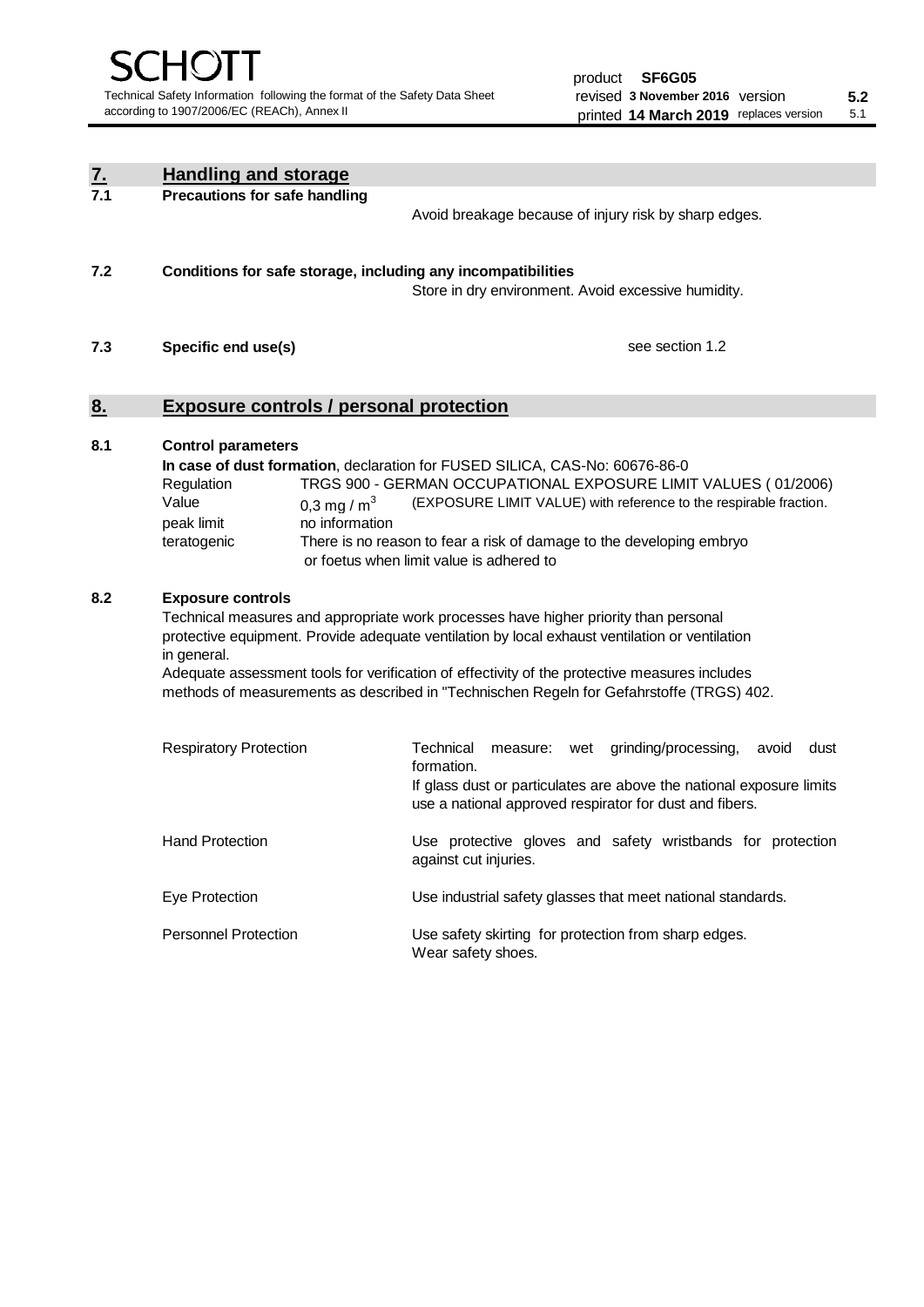## 7. Handling and storage

### 7.1 Precautions for safe handling

Avoid breakage because of injury risk by sharp edges.

### 7.2 Conditions for safe storage, including any incompatibilities

Store in dry environment. Avoid excessive humidity.

### 7.3 Specific end use(s)

see section 1.2

## 8. Exposure controls / personal protection

### 8.1 Control parameters

**In case of dust formation**, declaration for FUSED SILICA, CAS-No: 60676-86-0

| | | |
|---|---|---|
| Regulation | TRGS 900 - GERMAN OCCUPATIONAL EXPOSURE LIMIT VALUES ( 01/2006) | |
| Value | 0,3 mg / $m^3$ | (EXPOSURE LIMIT VALUE) with reference to the respirable fraction. |
| peak limit | no information | |
| teratogenic | There is no reason to fear a risk of damage to the developing embryo or foetus when limit value is adhered to | |

### 8.2 Exposure controls

Technical measures and appropriate work processes have higher priority than personal protective equipment. Provide adequate ventilation by local exhaust ventilation or ventilation in general.

Adequate assessment tools for verification of effectivity of the protective measures includes methods of measurements as described in "Technischen Regeln for Gefahrstoffe (TRGS) 402.

| | |
|---|---|
| Respiratory Protection | Technical measure: wet grinding/processing, avoid dust formation. If glass dust or particulates are above the national exposure limits use a national approved respirator for dust and fibers. |
| Hand Protection | Use protective gloves and safety wristbands for protection against cut injuries. |
| Eye Protection | Use industrial safety glasses that meet national standards. |
| Personnel Protection | Use safety skirting for protection from sharp edges. Wear safety shoes. |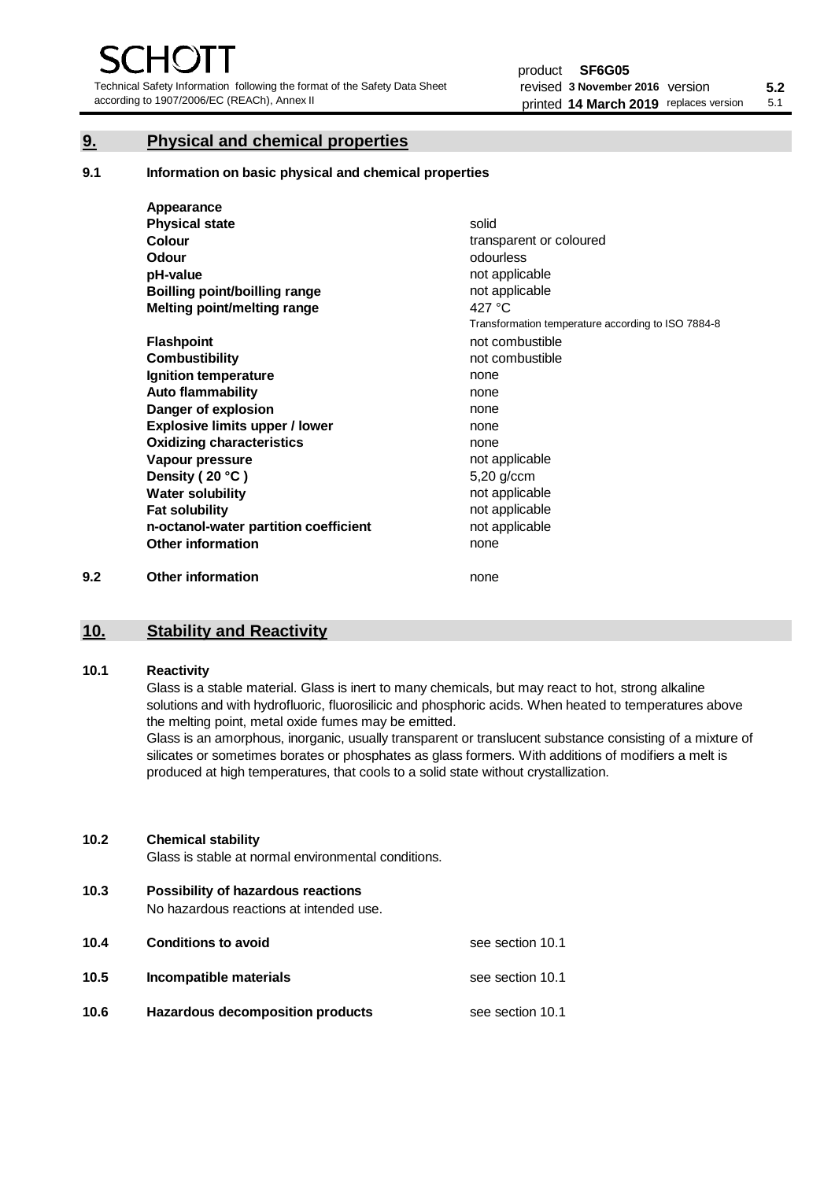## 9. Physical and chemical properties

### 9.1 Information on basic physical and chemical properties

| | |
|---|---|
| **Appearance** | |
| **Physical state** | solid |
| **Colour** | transparent or coloured |
| **Odour** | odourless |
| **pH-value** | not applicable |
| **Boilling point/boilling range** | not applicable |
| **Melting point/melting range** | 427 °C<br>Transformation temperature according to ISO 7884-8 |
| **Flashpoint** | not combustible |
| **Combustibility** | not combustible |
| **Ignition temperature** | none |
| **Auto flammability** | none |
| **Danger of explosion** | none |
| **Explosive limits upper / lower** | none |
| **Oxidizing characteristics** | none |
| **Vapour pressure** | not applicable |
| **Density ( 20 °C )** | 5,20 g/ccm |
| **Water solubility** | not applicable |
| **Fat solubility** | not applicable |
| **n-octanol-water partition coefficient** | not applicable |
| **Other information** | none |

### 9.2 Other information

none

## 10. Stability and Reactivity

### 10.1 Reactivity

Glass is a stable material. Glass is inert to many chemicals, but may react to hot, strong alkaline solutions and with hydrofluoric, fluorosilicic and phosphoric acids. When heated to temperatures above the melting point, metal oxide fumes may be emitted.

Glass is an amorphous, inorganic, usually transparent or translucent substance consisting of a mixture of silicates or sometimes borates or phosphates as glass formers. With additions of modifiers a melt is produced at high temperatures, that cools to a solid state without crystallization.

### 10.2 Chemical stability

Glass is stable at normal environmental conditions.

### 10.3 Possibility of hazardous reactions

No hazardous reactions at intended use.

### 10.4 Conditions to avoid

see section 10.1

### 10.5 Incompatible materials

see section 10.1

### 10.6 Hazardous decomposition products

see section 10.1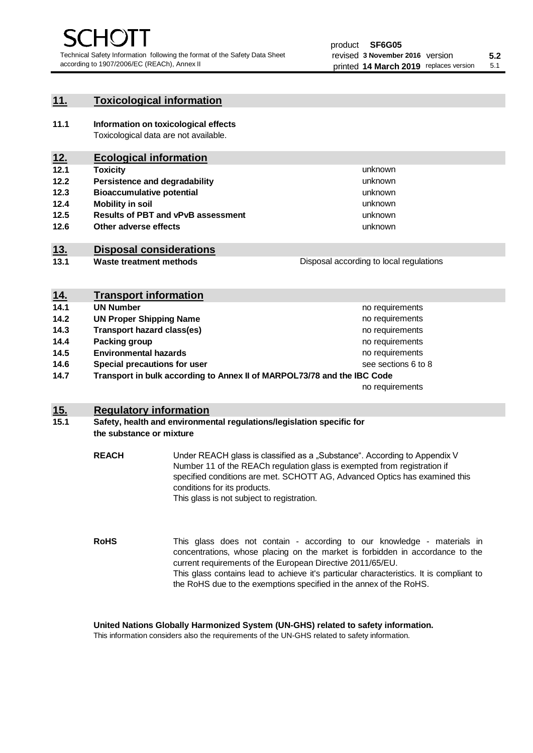## 11. Toxicological information

**11.1 Information on toxicological effects**
Toxicological data are not available.

## 12. Ecological information

| | | |
|---|---|---|
| **12.1** | **Toxicity** | unknown |
| **12.2** | **Persistence and degradability** | unknown |
| **12.3** | **Bioaccumulative potential** | unknown |
| **12.4** | **Mobility in soil** | unknown |
| **12.5** | **Results of PBT and vPvB assessment** | unknown |
| **12.6** | **Other adverse effects** | unknown |

## 13. Disposal considerations

| | | |
|---|---|---|
| **13.1** | **Waste treatment methods** | Disposal according to local regulations |

## 14. Transport information

| | | |
|---|---|---|
| **14.1** | **UN Number** | no requirements |
| **14.2** | **UN Proper Shipping Name** | no requirements |
| **14.3** | **Transport hazard class(es)** | no requirements |
| **14.4** | **Packing group** | no requirements |
| **14.5** | **Environmental hazards** | no requirements |
| **14.6** | **Special precautions for user** | see sections 6 to 8 |
| **14.7** | **Transport in bulk according to Annex II of MARPOL73/78 and the IBC Code** | no requirements |

## 15. Regulatory information

**15.1 Safety, health and environmental regulations/legislation specific for the substance or mixture**

**REACH**

Under REACH glass is classified as a „Substance“. According to Appendix V Number 11 of the REACh regulation glass is exempted from registration if specified conditions are met. SCHOTT AG, Advanced Optics has examined this conditions for its products.
This glass is not subject to registration.

**RoHS**

This glass does not contain - according to our knowledge - materials in concentrations, whose placing on the market is forbidden in accordance to the current requirements of the European Directive 2011/65/EU.
This glass contains lead to achieve it's particular characteristics. It is compliant to the RoHS due to the exemptions specified in the annex of the RoHS.

**United Nations Globally Harmonized System (UN-GHS) related to safety information.**
This information considers also the requirements of the UN-GHS related to safety information.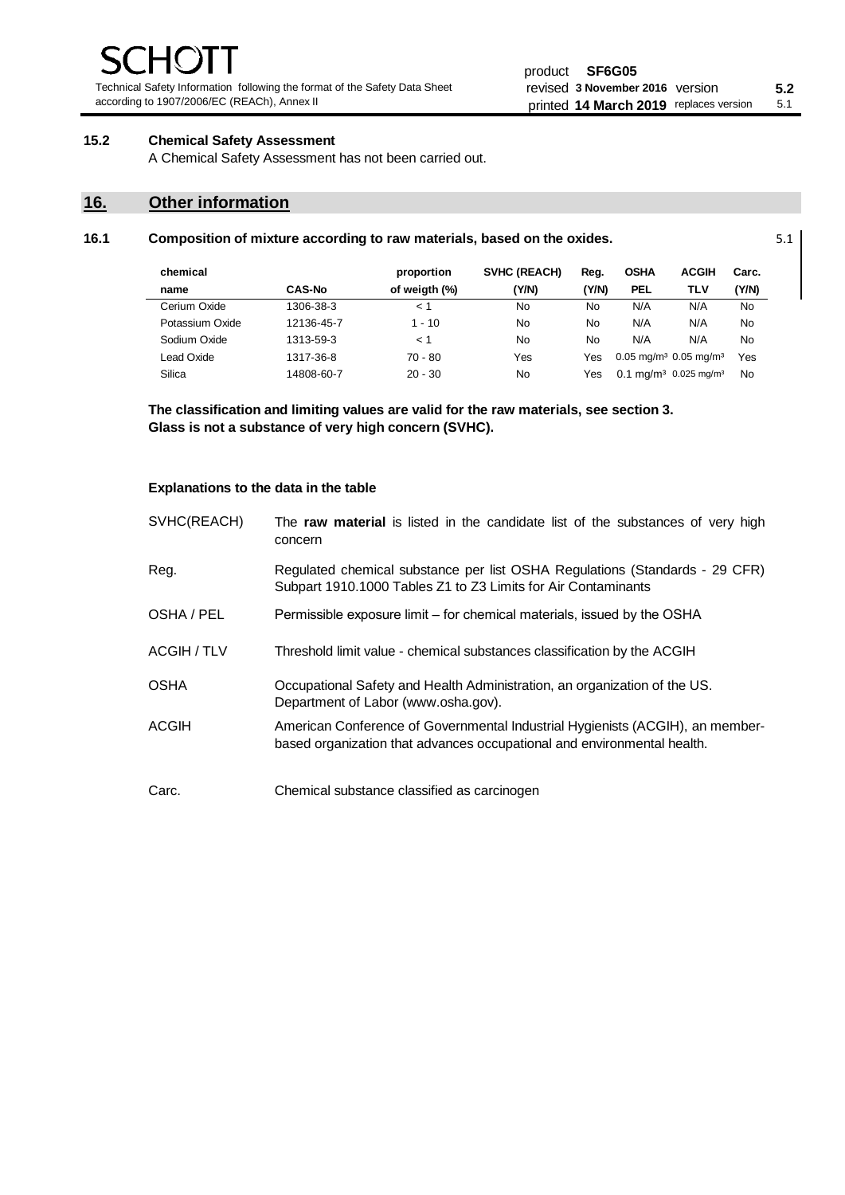### 15.2 Chemical Safety Assessment

A Chemical Safety Assessment has not been carried out.

## 16. Other information

### 16.1 Composition of mixture according to raw materials, based on the oxides.

5.1

| chemical name | CAS-No | proportion of weigth (%) | SVHC (REACH) (Y/N) | Reg. (Y/N) | OSHA PEL | ACGIH TLV | Carc. (Y/N) |
|---|---|---|---|---|---|---|---|
| Cerium Oxide | 1306-38-3 | < 1 | No | No | N/A | N/A | No |
| Potassium Oxide | 12136-45-7 | 1 - 10 | No | No | N/A | N/A | No |
| Sodium Oxide | 1313-59-3 | < 1 | No | No | N/A | N/A | No |
| Lead Oxide | 1317-36-8 | 70 - 80 | Yes | Yes | 0.05 mg/m³ | 0.05 mg/m³ | Yes |
| Silica | 14808-60-7 | 20 - 30 | No | Yes | 0.1 mg/m³ | 0.025 mg/m³ | No |

**The classification and limiting values are valid for the raw materials, see section 3.**
**Glass is not a substance of very high concern (SVHC).**

**Explanations to the data in the table**

| | |
|---|---|
| SVHC(REACH) | The **raw material** is listed in the candidate list of the substances of very high concern |
| Reg. | Regulated chemical substance per list OSHA Regulations (Standards - 29 CFR) Subpart 1910.1000 Tables Z1 to Z3 Limits for Air Contaminants |
| OSHA / PEL | Permissible exposure limit – for chemical materials, issued by the OSHA |
| ACGIH / TLV | Threshold limit value - chemical substances classification by the ACGIH |
| OSHA | Occupational Safety and Health Administration, an organization of the US. Department of Labor (www.osha.gov). |
| ACGIH | American Conference of Governmental Industrial Hygienists (ACGIH), an member-based organization that advances occupational and environmental health. |
| Carc. | Chemical substance classified as carcinogen |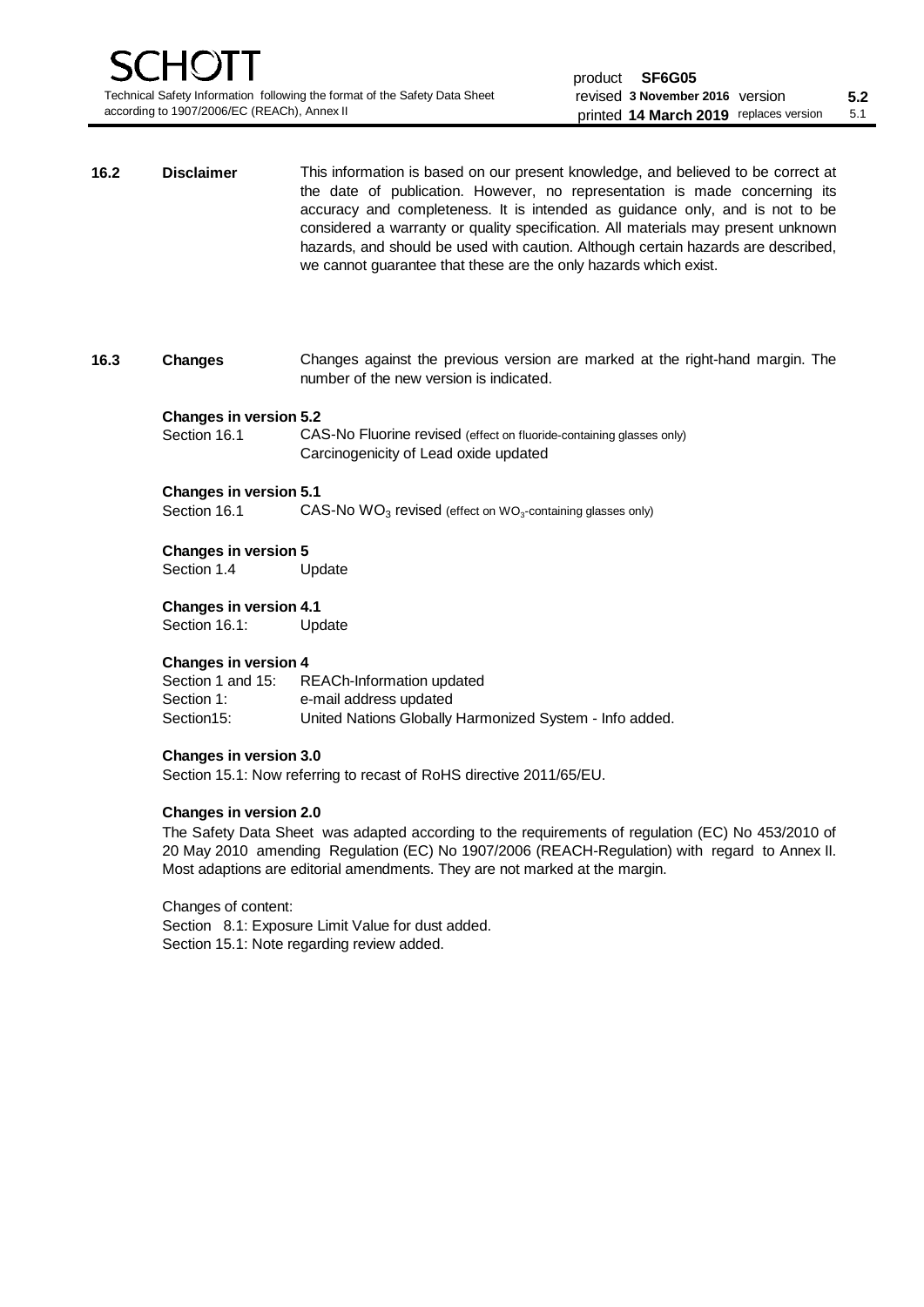**16.2 Disclaimer**

This information is based on our present knowledge, and believed to be correct at the date of publication. However, no representation is made concerning its accuracy and completeness. It is intended as guidance only, and is not to be considered a warranty or quality specification. All materials may present unknown hazards, and should be used with caution. Although certain hazards are described, we cannot guarantee that these are the only hazards which exist.

**16.3 Changes**

Changes against the previous version are marked at the right-hand margin. The number of the new version is indicated.

**Changes in version 5.2**

| | |
|---|---|
| Section 16.1 | CAS-No Fluorine revised (effect on fluoride-containing glasses only)<br>Carcinogenicity of Lead oxide updated |

**Changes in version 5.1**

| | |
|---|---|
| Section 16.1 | CAS-No $WO_3$ revised (effect on $WO_3$-containing glasses only) |

**Changes in version 5**

| | |
|---|---|
| Section 1.4 | Update |

**Changes in version 4.1**

| | |
|---|---|
| Section 16.1: | Update |

**Changes in version 4**

| | |
|---|---|
| Section 1 and 15: | REACh-Information updated |
| Section 1: | e-mail address updated |
| Section15: | United Nations Globally Harmonized System - Info added. |

**Changes in version 3.0**

Section 15.1: Now referring to recast of RoHS directive 2011/65/EU.

**Changes in version 2.0**

The Safety Data Sheet was adapted according to the requirements of regulation (EC) No 453/2010 of 20 May 2010 amending Regulation (EC) No 1907/2006 (REACH-Regulation) with regard to Annex II. Most adaptions are editorial amendments. They are not marked at the margin.

Changes of content:
Section 8.1: Exposure Limit Value for dust added.
Section 15.1: Note regarding review added.